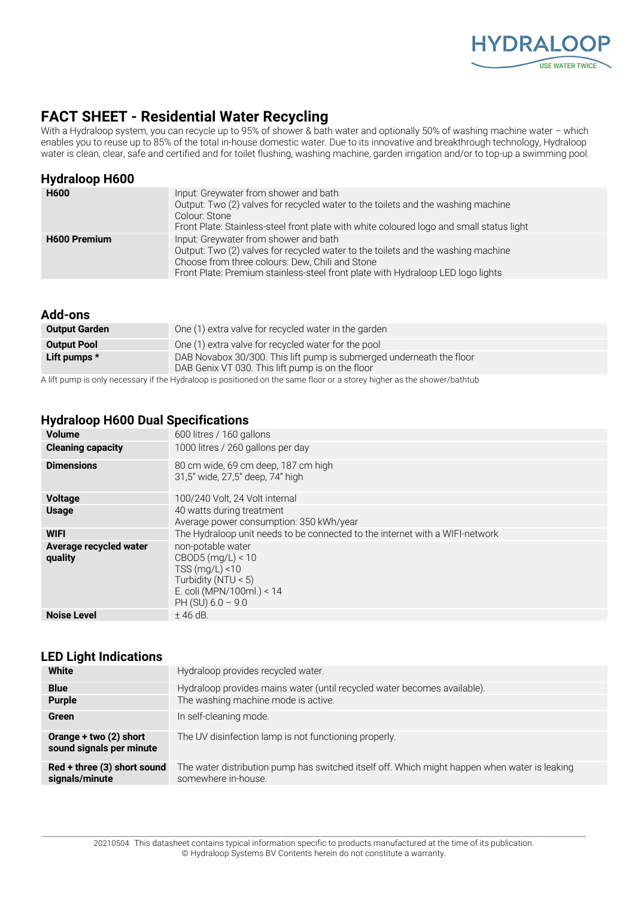HYDRALOOP
USE WATER TWICE

# FACT SHEET - Residential Water Recycling

With a Hydraloop system, you can recycle up to 95% of shower & bath water and optionally 50% of washing machine water – which enables you to reuse up to 85% of the total in-house domestic water. Due to its innovative and breakthrough technology, Hydraloop water is clean, clear, safe and certified and for toilet flushing, washing machine, garden irrigation and/or to top-up a swimming pool.

## Hydraloop H600

| | |
|---|---|
| **H600** | Input: Greywater from shower and bath<br>Output: Two (2) valves for recycled water to the toilets and the washing machine<br>Colour: Stone<br>Front Plate: Stainless-steel front plate with white coloured logo and small status light |
| **H600 Premium** | Input: Greywater from shower and bath<br>Output: Two (2) valves for recycled water to the toilets and the washing machine<br>Choose from three colours: Dew, Chili and Stone<br>Front Plate: Premium stainless-steel front plate with Hydraloop LED logo lights |

## Add-ons

| | |
|---|---|
| **Output Garden** | One (1) extra valve for recycled water in the garden |
| **Output Pool** | One (1) extra valve for recycled water for the pool |
| **Lift pumps *** | DAB Novabox 30/300. This lift pump is submerged underneath the floor<br>DAB Genix VT 030. This lift pump is on the floor |

A lift pump is only necessary if the Hydraloop is positioned on the same floor or a storey higher as the shower/bathtub

## Hydraloop H600 Dual Specifications

| | |
|---|---|
| **Volume** | 600 litres / 160 gallons |
| **Cleaning capacity** | 1000 litres / 260 gallons per day |
| **Dimensions** | 80 cm wide, 69 cm deep, 187 cm high<br>31,5" wide, 27,5" deep, 74" high |
| **Voltage** | 100/240 Volt, 24 Volt internal |
| **Usage** | 40 watts during treatment<br>Average power consumption: 350 kWh/year |
| **WIFI** | The Hydraloop unit needs to be connected to the internet with a WIFI-network |
| **Average recycled water quality** | non-potable water<br>CBOD5 (mg/L) < 10<br>TSS (mg/L) <10<br>Turbidity (NTU < 5)<br>E. coli (MPN/100ml.) < 14<br>PH (SU) 6.0 – 9.0 |
| **Noise Level** | ± 46 dB. |

## LED Light Indications

| | |
|---|---|
| **White** | Hydraloop provides recycled water. |
| **Blue** | Hydraloop provides mains water (until recycled water becomes available). |
| **Purple** | The washing machine mode is active. |
| **Green** | In self-cleaning mode. |
| **Orange + two (2) short sound signals per minute** | The UV disinfection lamp is not functioning properly. |
| **Red + three (3) short sound signals/minute** | The water distribution pump has switched itself off. Which might happen when water is leaking somewhere in-house. |

20210504 This datasheet contains typical information specific to products manufactured at the time of its publication.
© Hydraloop Systems BV Contents herein do not constitute a warranty.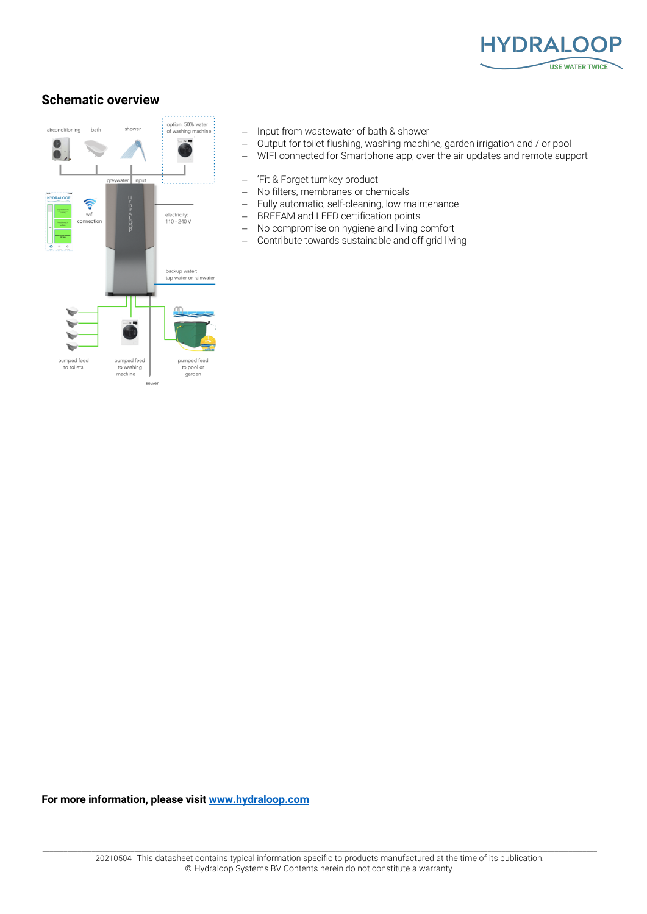## Schematic overview

airconditioning
bath
shower
option: 50% water of washing machine
greywater input
wifi connection
electricity: 110 - 240 V
backup water: tap water or rainwater
pumped feed to toilets
pumped feed to washing machine
sewer
pumped feed to pool or garden

- Input from wastewater of bath & shower
- Output for toilet flushing, washing machine, garden irrigation and / or pool
- WIFI connected for Smartphone app, over the air updates and remote support

- 'Fit & Forget turnkey product
- No filters, membranes or chemicals
- Fully automatic, self-cleaning, low maintenance
- BREEAM and LEED certification points
- No compromise on hygiene and living comfort
- Contribute towards sustainable and off grid living

**For more information, please visit [www.hydraloop.com](http://www.hydraloop.com)**

20210504 This datasheet contains typical information specific to products manufactured at the time of its publication.
© Hydraloop Systems BV Contents herein do not constitute a warranty.